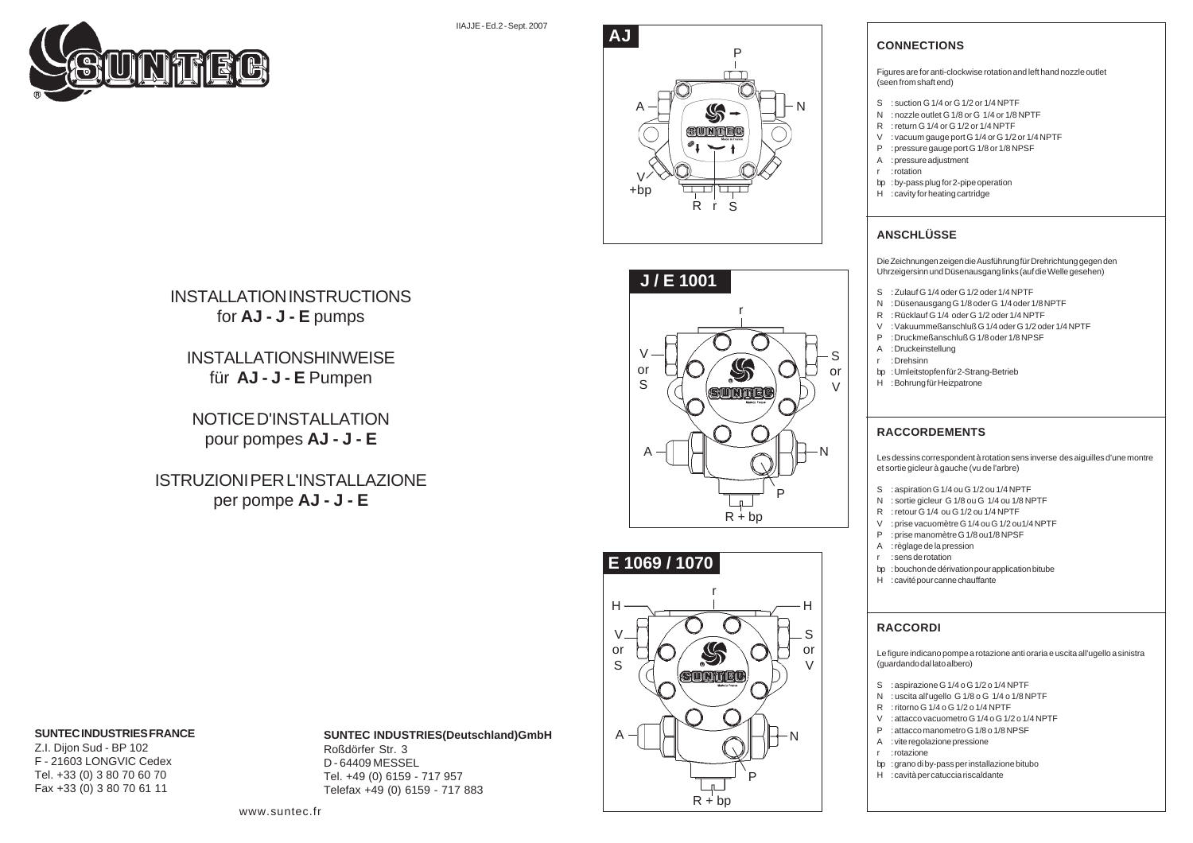IIAJJE - Ed.2 - Sept. 2007

# SUNTEC

INSTALLATION INSTRUCTIONS
for **AJ - J - E** pumps

INSTALLATIONSHINWEISE
für **AJ - J - E** Pumpen

NOTICE D'INSTALLATION
pour pompes **AJ - J - E**

ISTRUZIONI PER L'INSTALLAZIONE
per pompe **AJ - J - E**

**SUNTEC INDUSTRIES FRANCE**
Z.I. Dijon Sud - BP 102
F - 21603 LONGVIC Cedex
Tel. +33 (0) 3 80 70 60 70
Fax +33 (0) 3 80 70 61 11

**SUNTEC INDUSTRIES(Deutschland)GmbH**
Roßdörfer Str. 3
D - 64409 MESSEL
Tel. +49 (0) 6159 - 717 957
Telefax +49 (0) 6159 - 717 883

www.suntec.fr

**AJ**

P
A
N
V
+bp
R r S

**J / E 1001**

r
V or S
S or V
A
N
P
R + bp

**E 1069 / 1070**

r
H
H
V or S
S or V
A
N
P
R + bp

### CONNECTIONS

Figures are for anti-clockwise rotation and left hand nozzle outlet (seen from shaft end)

- S : suction G 1/4 or G 1/2 or 1/4 NPTF
- N : nozzle outlet G 1/8 or G 1/4 or 1/8 NPTF
- R : return G 1/4 or G 1/2 or 1/4 NPTF
- V : vacuum gauge port G 1/4 or G 1/2 or 1/4 NPTF
- P : pressure gauge port G 1/8 or 1/8 NPSF
- A : pressure adjustment
- r : rotation
- bp : by-pass plug for 2-pipe operation
- H : cavity for heating cartridge

### ANSCHLÜSSE

Die Zeichnungen zeigen die Ausführung für Drehrichtung gegen den Uhrzeigersinn und Düsenausgang links (auf die Welle gesehen)

- S : Zulauf G 1/4 oder G 1/2 oder 1/4 NPTF
- N : Düsenausgang G 1/8 oder G 1/4 oder 1/8 NPTF
- R : Rücklauf G 1/4 oder G 1/2 oder 1/4 NPTF
- V : Vakuummeßanschluß G 1/4 oder G 1/2 oder 1/4 NPTF
- P : Druckmeßanschluß G 1/8 oder 1/8 NPSF
- A : Druckeinstellung
- r : Drehsinn
- bp : Umleitstopfen für 2-Strang-Betrieb
- H : Bohrung für Heizpatrone

### RACCORDEMENTS

Les dessins correspondent à rotation sens inverse des aiguilles d'une montre et sortie gicleur à gauche (vu de l'arbre)

- S : aspiration G 1/4 ou G 1/2 ou 1/4 NPTF
- N : sortie gicleur G 1/8 ou G 1/4 ou 1/8 NPTF
- R : retour G 1/4 ou G 1/2 ou 1/4 NPTF
- V : prise vacuomètre G 1/4 ou G 1/2 ou1/4 NPTF
- P : prise manomètre G 1/8 ou1/8 NPSF
- A : réglage de la pression
- r : sens de rotation
- bp : bouchon de dérivation pour application bitube
- H : cavité pour canne chauffante

### RACCORDI

Le figure indicano pompe a rotazione antioraria e uscita all'ugello a sinistra (guardando dal lato albero)

- S : aspirazione G 1/4 o G 1/2 o 1/4 NPTF
- N : uscita all'ugello G 1/8 o G 1/4 o 1/8 NPTF
- R : ritorno G 1/4 o G 1/2 o 1/4 NPTF
- V : attacco vacuometro G 1/4 o G 1/2 o 1/4 NPTF
- P : attacco manometro G 1/8 o 1/8 NPSF
- A : vite regolazione pressione
- r : rotazione
- bp : grano di by-pass per installazione bitubo
- H : cavità per catuccia riscaldante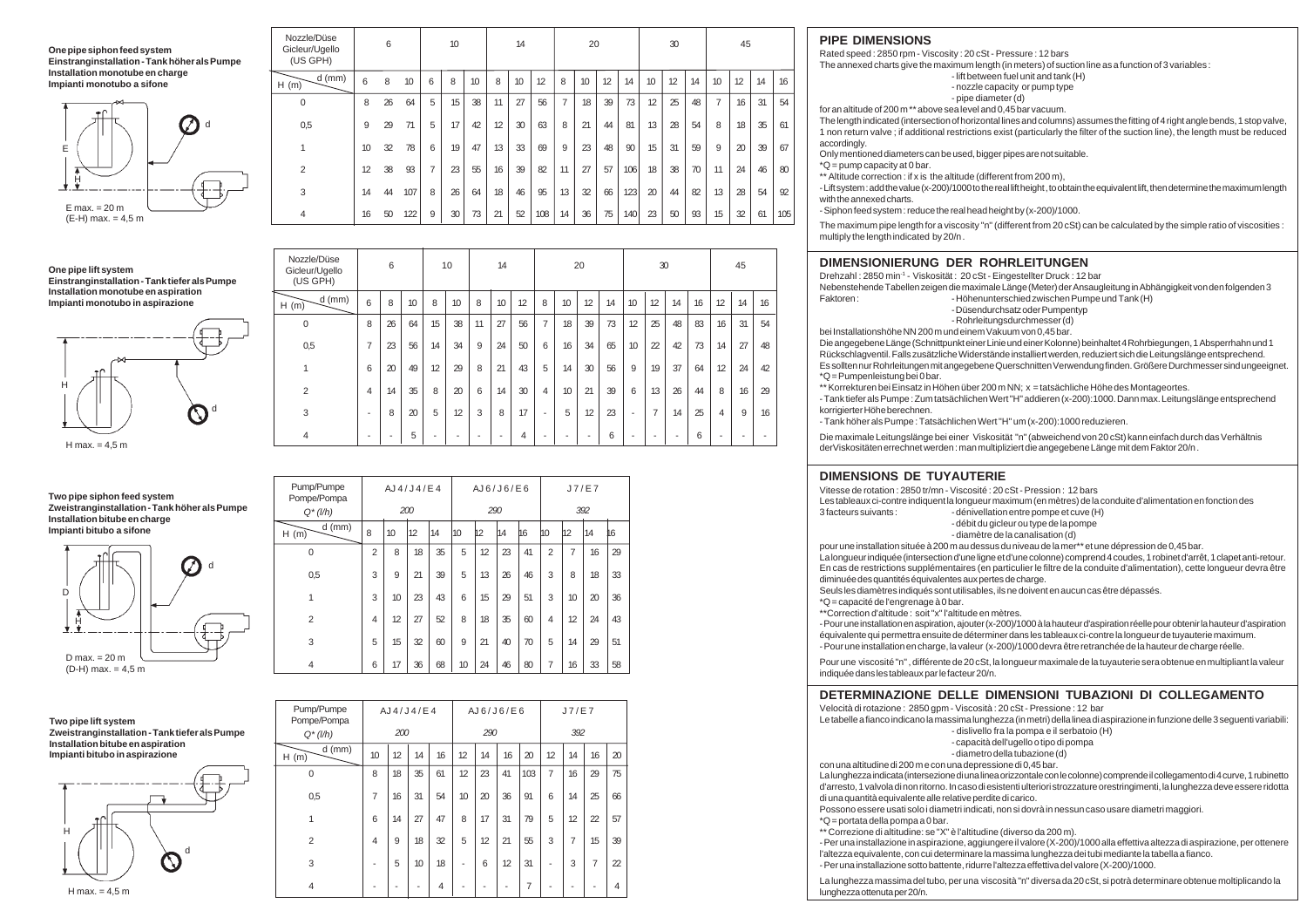**One pipe siphon feed system**
**Einstranginstallation - Tank höher als Pumpe**
**Installation monotube en charge**
**Impianti monotubo a sifone**

E max. = 20 m
(E-H) max. = 4,5 m

| Nozzle/Düse Gicleur/Ugello (US GPH) | 6 | | | 10 | | | 14 | | | 20 | | | | 30 | | | 45 | | | |
|---|---|---|---|---|---|---|---|---|---|---|---|---|---|---|---|---|---|---|---|---|
| H (m) \ d (mm) | 6 | 8 | 10 | 6 | 8 | 10 | 8 | 10 | 12 | 8 | 10 | 12 | 14 | 10 | 12 | 14 | 10 | 12 | 14 | 16 |
| 0 | 8 | 26 | 64 | 5 | 15 | 38 | 11 | 27 | 56 | 7 | 18 | 39 | 73 | 12 | 25 | 48 | 7 | 16 | 31 | 54 |
| 0,5 | 9 | 29 | 71 | 5 | 17 | 42 | 12 | 30 | 63 | 8 | 21 | 44 | 81 | 13 | 28 | 54 | 8 | 18 | 35 | 61 |
| 1 | 10 | 32 | 78 | 6 | 19 | 47 | 13 | 33 | 69 | 9 | 23 | 48 | 90 | 15 | 31 | 59 | 9 | 20 | 39 | 67 |
| 2 | 12 | 38 | 93 | 7 | 23 | 55 | 16 | 39 | 82 | 11 | 27 | 57 | 106 | 18 | 38 | 70 | 11 | 24 | 46 | 80 |
| 3 | 14 | 44 | 107 | 8 | 26 | 64 | 18 | 46 | 95 | 13 | 32 | 66 | 123 | 20 | 44 | 82 | 13 | 28 | 54 | 92 |
| 4 | 16 | 50 | 122 | 9 | 30 | 73 | 21 | 52 | 108 | 14 | 36 | 75 | 140 | 23 | 50 | 93 | 15 | 32 | 61 | 105 |

**One pipe lift system**
**Einstranginstallation - Tank tiefer als Pumpe**
**Installation monotube en aspiration**
**Impianti monotubo in aspirazione**

H max. = 4,5 m

| Nozzle/Düse Gicleur/Ugello (US GPH) | 6 | | | 10 | | 14 | | | 20 | | | | 30 | | | | 45 | | |
|---|---|---|---|---|---|---|---|---|---|---|---|---|---|---|---|---|---|---|---|
| H (m) \ d (mm) | 6 | 8 | 10 | 8 | 10 | 8 | 10 | 12 | 8 | 10 | 12 | 14 | 10 | 12 | 14 | 16 | 12 | 14 | 16 |
| 0 | 8 | 26 | 64 | 15 | 38 | 11 | 27 | 56 | 7 | 18 | 39 | 73 | 12 | 25 | 48 | 83 | 16 | 31 | 54 |
| 0,5 | 7 | 23 | 56 | 14 | 34 | 9 | 24 | 50 | 6 | 16 | 34 | 65 | 10 | 22 | 42 | 73 | 14 | 27 | 48 |
| 1 | 6 | 20 | 49 | 12 | 29 | 8 | 21 | 43 | 5 | 14 | 30 | 56 | 9 | 19 | 37 | 64 | 12 | 24 | 42 |
| 2 | 4 | 14 | 35 | 8 | 20 | 6 | 14 | 30 | 4 | 10 | 21 | 39 | 6 | 13 | 26 | 44 | 8 | 16 | 29 |
| 3 | - | 8 | 20 | 5 | 12 | 3 | 8 | 17 | - | 5 | 12 | 23 | - | 7 | 14 | 25 | 4 | 9 | 16 |
| 4 | - | - | 5 | - | - | - | - | 4 | - | - | - | 6 | - | - | - | 6 | - | - | - |

**Two pipe siphon feed system**
**Zweistranginstallation - Tank höher als Pumpe**
**Installation bitube en charge**
**Impianti bitubo a sifone**

D max. = 20 m
(D-H) max. = 4,5 m

| Pump/Pumpe Pompe/Pompa | AJ 4 / J 4 / E 4 | | | | AJ 6 / J 6 / E 6 | | | | J 7 / E 7 | | | |
|---|---|---|---|---|---|---|---|---|---|---|---|---|
| Q* (l/h) | 200 | | | | 290 | | | | 392 | | | |
| H (m) \ d (mm) | 8 | 10 | 12 | 14 | 10 | 12 | 14 | 16 | 10 | 12 | 14 | 16 |
| 0 | 2 | 8 | 18 | 35 | 5 | 12 | 23 | 41 | 2 | 7 | 16 | 29 |
| 0,5 | 3 | 9 | 21 | 39 | 5 | 13 | 26 | 46 | 3 | 8 | 18 | 33 |
| 1 | 3 | 10 | 23 | 43 | 6 | 15 | 29 | 51 | 3 | 10 | 20 | 36 |
| 2 | 4 | 12 | 27 | 52 | 8 | 18 | 35 | 60 | 4 | 12 | 24 | 43 |
| 3 | 5 | 15 | 32 | 60 | 9 | 21 | 40 | 70 | 5 | 14 | 29 | 51 |
| 4 | 6 | 17 | 36 | 68 | 10 | 24 | 46 | 80 | 7 | 16 | 33 | 58 |

**Two pipe lift system**
**Zweistranginstallation - Tank tiefer als Pumpe**
**Installation bitube en aspiration**
**Impianti bitubo in aspirazione**

H max. = 4,5 m

| Pump/Pumpe Pompe/Pompa | AJ 4 / J 4 / E 4 | | | | AJ 6 / J 6 / E 6 | | | | J 7 / E 7 | | | |
|---|---|---|---|---|---|---|---|---|---|---|---|---|
| Q* (l/h) | 200 | | | | 290 | | | | 392 | | | |
| H (m) \ d (mm) | 10 | 12 | 14 | 16 | 12 | 14 | 16 | 20 | 12 | 14 | 16 | 20 |
| 0 | 8 | 18 | 35 | 61 | 12 | 23 | 41 | 103 | 7 | 16 | 29 | 75 |
| 0,5 | 7 | 16 | 31 | 54 | 10 | 20 | 36 | 91 | 6 | 14 | 25 | 66 |
| 1 | 6 | 14 | 27 | 47 | 8 | 17 | 31 | 79 | 5 | 12 | 22 | 57 |
| 2 | 4 | 9 | 18 | 32 | 5 | 12 | 21 | 55 | 3 | 7 | 15 | 39 |
| 3 | - | 5 | 10 | 18 | - | 6 | 12 | 31 | - | 3 | 7 | 22 |
| 4 | - | - | - | 4 | - | - | - | 7 | - | - | - | 4 |

## PIPE DIMENSIONS

Rated speed : 2850 rpm - Viscosity : 20 cSt - Pressure : 12 bars

The annexed charts give the maximum length (in meters) of suction line as a function of 3 variables :

- lift between fuel unit and tank (H)
- nozzle capacity or pump type
- pipe diameter (d)

for an altitude of 200 m ** above sea level and 0,45 bar vacuum.

The length indicated (intersection of horizontal lines and columns) assumes the fitting of 4 right angle bends, 1 stop valve, 1 non return valve ; if additional restrictions exist (particularly the filter of the suction line), the length must be reduced accordingly.

Only mentioned diameters can be used, bigger pipes are not suitable.

*Q = pump capacity at 0 bar.

** Altitude correction : if x is the altitude (different from 200 m),

- Lift system : add the value (x-200)/1000 to the real lift height, to obtain the equivalent lift, then determine the maximum length with the annexed charts.
- Siphon feed system : reduce the real head height by (x-200)/1000.

The maximum pipe length for a viscosity "n" (different from 20 cSt) can be calculated by the simple ratio of viscosities : multiply the length indicated by 20/n .

## DIMENSIONIERUNG DER ROHRLEITUNGEN

Drehzahl : 2850 min$^{-1}$ - Viskosität : 20 cSt - Eingestellter Druck : 12 bar

Nebenstehende Tabellen zeigen die maximale Länge (Meter) der Ansaugleitung in Abhängigkeit von den folgenden 3 Faktoren :

- Höhenunterschied zwischen Pumpe und Tank (H)
- Düsendurchsatz oder Pumpentyp
- Rohrleitungsdurchmesser (d)

bei Installationshöhe NN 200 m und einem Vakuum von 0,45 bar.

Die angegebene Länge (Schnittpunkt einer Linie und einer Kolonne) beinhaltet 4 Rohrbiegungen, 1 Absperrhahn und 1 Rückschlagventil. Falls zusätzliche Widerstände installiert werden, reduziert sich die Leitungslänge entsprechend.

Es sollten nur Rohrleitungen mit angegebene Querschnitten Verwendung finden. Größere Durchmesser sind ungeeignet.

*Q = Pumpenleistung bei 0 bar.

** Korrekturen bei Einsatz in Höhen über 200 m NN; x = tatsächliche Höhe des Montageortes.

- Tank tiefer als Pumpe : Zum tatsächlichen Wert "H" addieren (x-200):1000. Dann max. Leitungslänge entsprechend korrigierter Höhe berechnen.
- Tank höher als Pumpe : Tatsächlichen Wert "H" um (x-200):1000 reduzieren.

Die maximale Leitungslänge bei einer Viskosität "n" (abweichend von 20 cSt) kann einfach durch das Verhältnis der Viskositäten errechnet werden : man multipliziert die angegebene Länge mit dem Faktor 20/n .

## DIMENSIONS DE TUYAUTERIE

Vitesse de rotation : 2850 tr/mn - Viscosité : 20 cSt - Pression : 12 bars

Les tableaux ci-contre indiquent la longueur maximum (en mètres) de la conduite d'alimentation en fonction des 3 facteurs suivants :

- dénivellation entre pompe et cuve (H)
- débit du gicleur ou type de la pompe
- diamètre de la canalisation (d)

pour une installation située à 200 m au dessus du niveau de la mer** et une dépression de 0,45 bar.

La longueur indiquée (intersection d'une ligne et d'une colonne) comprend 4 coudes, 1 robinet d'arrêt, 1 clapet anti-retour. En cas de restrictions supplémentaires (en particulier le filtre de la conduite d'alimentation), cette longueur devra être diminuée des quantités équivalentes aux pertes de charge.

Seuls les diamètres indiqués sont utilisables, ils ne doivent en aucun cas être dépassés.

*Q = capacité de l'engrenage à 0 bar.

**Correction d'altitude : soit "x" l'altitude en mètres.

- Pour une installation en aspiration, ajouter (x-200)/1000 à la hauteur d'aspiration réelle pour obtenir la hauteur d'aspiration équivalente qui permettra ensuite de déterminer dans les tableaux ci-contre la longueur de tuyauterie maximum.
- Pour une installation en charge, la valeur (x-200)/1000 devra être retranchée de la hauteur de charge réelle.

Pour une viscosité "n" , différente de 20 cSt, la longueur maximale de la tuyauterie sera obtenue en multipliant la valeur indiquée dans les tableaux par le facteur 20/n.

## DETERMINAZIONE DELLE DIMENSIONI TUBAZIONI DI COLLEGAMENTO

Velocità di rotazione : 2850 gpm - Viscosità : 20 cSt - Pressione : 12 bar

Le tabelle a fianco indicano la massima lunghezza (in metri) della linea di aspirazione in funzione delle 3 seguenti variabili:

- dislivello fra la pompa e il serbatoio (H)
- capacità dell'ugello o tipo di pompa
- diametro della tubazione (d)

con una altitudine di 200 m e con una depressione di 0,45 bar.

La lunghezza indicata (intersezione di una linea orizzontale con le colonne) comprende il collegamento di 4 curve, 1 rubinetto d'arresto, 1 valvola di non ritorno. In caso di esistenti ulteriori strozzature o restringimenti, la lunghezza deve essere ridotta di una quantità equivalente alle relative perdite di carico.

Possono essere usati solo i diametri indicati, non si dovrà in nessun caso usare diametri maggiori.

*Q = portata della pompa a 0 bar.

** Correzione di altitudine: se "X" è l'altitudine (diverso da 200 m).

- Per una installazione in aspirazione, aggiungere il valore (X-200)/1000 alla effettiva altezza di aspirazione, per ottenere l'altezza equivalente, con cui determinare la massima lunghezza dei tubi mediante la tabella a fianco.
- Per una installazione sotto battente, ridurre l'altezza effettiva del valore (X-200)/1000.

La lunghezza massima del tubo, per una viscosità "n" diversa da 20 cSt, si potrà determinare obtenue moltiplicando la lunghezza ottenuta per 20/n.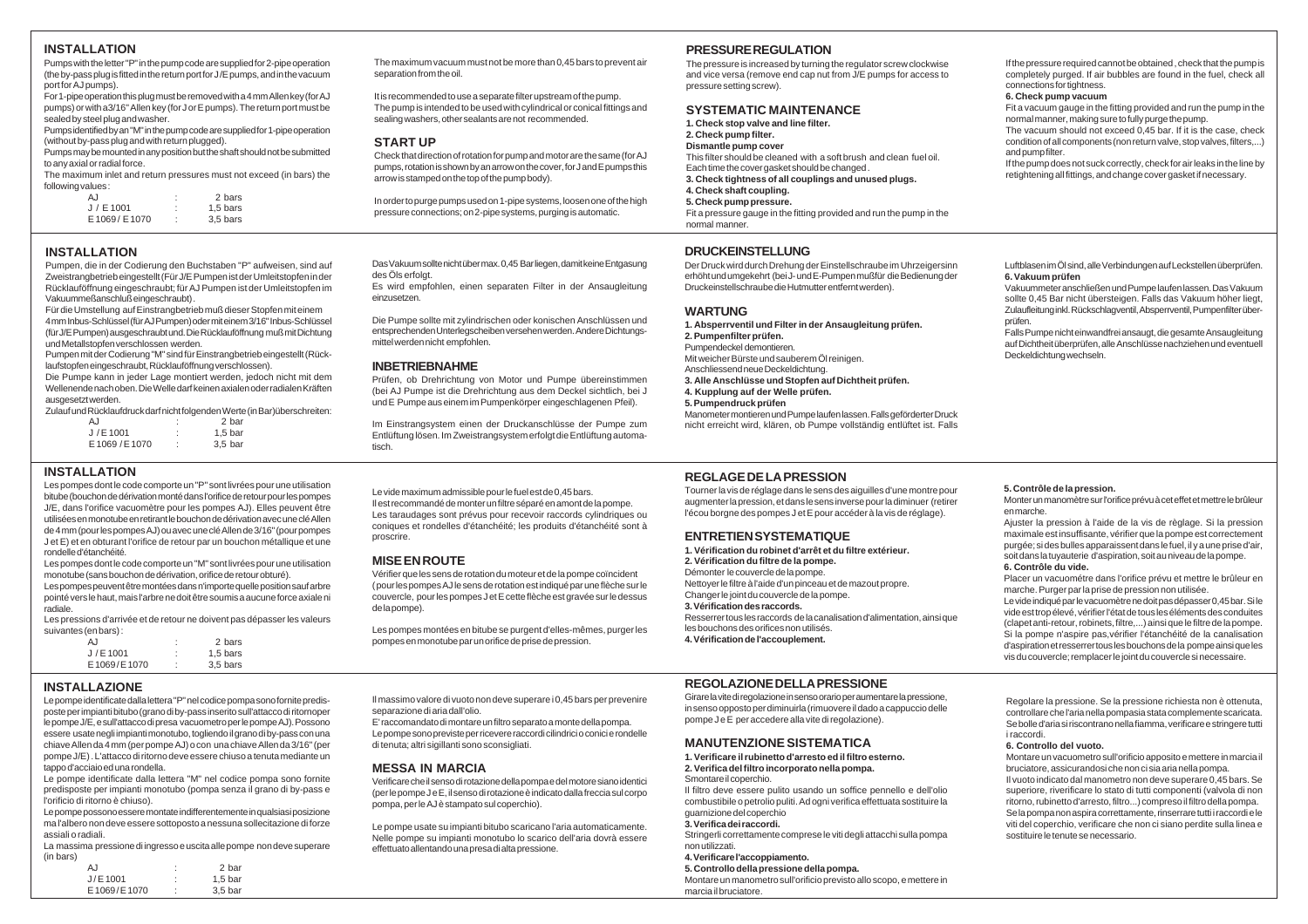## INSTALLATION

Pumps with the letter "P" in the pump code are supplied for 2-pipe operation (the by-pass plug is fitted in the return port for J/E pumps, and in the vacuum port for AJ pumps).

For 1-pipe operation this plug must be removed with a 4 mm Allen key (for AJ pumps) or with a 3/16" Allen key (for J or E pumps). The return port must be sealed by steel plug and washer.

Pumps identified by an "M" in the pump code are supplied for 1-pipe operation (without by-pass plug and with return plugged).

Pumps may be mounted in any position but the shaft should not be submitted to any axial or radial force.

The maximum inlet and return pressures must not exceed (in bars) the following values :

| | | |
|---|---|---|
| AJ | : | 2 bars |
| J / E 1001 | : | 1,5 bars |
| E 1069 / E 1070 | : | 3,5 bars |

The maximum vacuum must not be more than 0,45 bars to prevent air separation from the oil.

It is recommended to use a separate filter upstream of the pump.
The pump is intended to be used with cylindrical or conical fittings and sealing washers, other sealants are not recommended.

## START UP

Check that direction of rotation for pump and motor are the same (for AJ pumps, rotation is shown by an arrow on the cover, for J and E pumps this arrow is stamped on the top of the pump body).

In order to purge pumps used on 1-pipe systems, loosen one of the high pressure connections; on 2-pipe systems, purging is automatic.

## PRESSURE REGULATION

The pressure is increased by turning the regulator screw clockwise and vice versa (remove end cap nut from J/E pumps for access to pressure setting screw).

## SYSTEMATIC MAINTENANCE

**1. Check stop valve and line filter.**

**2. Check pump filter.**

**Dismantle pump cover**

This filter should be cleaned with a soft brush and clean fuel oil.
Each time the cover gasket should be changed .

**3. Check tightness of all couplings and unused plugs.**

**4. Check shaft coupling.**

**5. Check pump pressure.**

Fit a pressure gauge in the fitting provided and run the pump in the normal manner.

If the pressure required cannot be obtained , check that the pump is completely purged. If air bubbles are found in the fuel, check all connections for tightness.

**6. Check pump vacuum**

Fit a vacuum gauge in the fitting provided and run the pump in the normal manner, making sure to fully purge the pump.

The vacuum should not exceed 0,45 bar. If it is the case, check condition of all components (non return valve, stop valves, filters,...) and pump filter.

If the pump does not suck correctly, check for air leaks in the line by retightening all fittings, and change cover gasket if necessary.

## INSTALLATION

Pumpen, die in der Codierung den Buchstaben "P" aufweisen, sind auf Zweistrangbetrieb eingestellt (Für J/E Pumpen ist der Umleitstopfen in der Rücklauföffnung eingeschraubt; für AJ Pumpen ist der Umleitstopfen im Vakuummeßanschluß eingeschraubt).

Für die Umstellung auf Einstrangbetrieb muß dieser Stopfen mit einem 4 mm Inbus-Schlüssel (für AJ Pumpen) oder mit einem 3/16" Inbus-Schlüssel (für J/E Pumpen) ausgeschraubt und. Die Rücklauföffnung muß mit Dichtung und Metallstopfen verschlossen werden.

Pumpen mit der Codierung "M" sind für Einstrangbetrieb eingestellt (Rücklaufstopfen eingeschraubt, Rücklauföffnung verschlossen).

Die Pumpe kann in jeder Lage montiert werden, jedoch nicht mit dem Wellenende nach oben. Die Welle darf keinen axialen oder radialen Kräften ausgesetzt werden.

Zulauf und Rücklaufdruck darf nicht folgenden Werte (in Bar) überschreiten:

| | | |
|---|---|---|
| AJ | : | 2 bar |
| J / E 1001 | : | 1,5 bar |
| E 1069 / E 1070 | : | 3,5 bar |

Das Vakuum sollte nicht über max. 0,45 Bar liegen, damit keine Entgasung des Öls erfolgt.

Es wird empfohlen, einen separaten Filter in der Ansaugleitung einzusetzen.

Die Pumpe sollte mit zylindrischen oder konischen Anschlüssen und entsprechenden Unterlegscheiben versehen werden. Andere Dichtungsmittel werden nicht empfohlen.

## INBETRIEBNAHME

Prüfen, ob Drehrichtung von Motor und Pumpe übereinstimmen (bei AJ Pumpe ist die Drehrichtung aus dem Deckel sichtlich, bei J und E Pumpe aus einem im Pumpenkörper eingeschlagenen Pfeil).

Im Einstrangsystem einen der Druckanschlüsse der Pumpe zum Entlüftung lösen. Im Zweistrangsystem erfolgt die Entlüftung automatisch.

## DRUCKEINSTELLUNG

Der Druck wird durch Drehung der Einstellschraube im Uhrzeigersinn erhöht und umgekehrt (bei J- und E-Pumpen muß für die Bedienung der Druckeinstellschraube die Hutmutter entfernt werden).

## WARTUNG

**1. Absperrventil und Filter in der Ansaugleitung prüfen.**

**2. Pumpenfilter prüfen.**

Pumpendeckel demontieren.
Mit weicher Bürste und sauberem Öl reinigen.
Anschliessend neue Deckeldichtung.

**3. Alle Anschlüsse und Stopfen auf Dichtheit prüfen.**

**4. Kupplung auf der Welle prüfen.**

**5. Pumpendruck prüfen**

Manometer montieren und Pumpe laufen lassen. Falls geförderter Druck nicht erreicht wird, klären, ob Pumpe vollständig entlüftet ist. Falls Luftblasen im Öl sind, alle Verbindungen auf Leckstellen überprüfen.

**6. Vakuum prüfen**

Vakuummeter anschließen und Pumpe laufen lassen. Das Vakuum sollte 0,45 Bar nicht übersteigen. Falls das Vakuum höher liegt, Zulaufleitung inkl. Rückschlagventil, Absperrventil, Pumpenfilter überprüfen.

Falls Pumpe nicht einwandfrei ansaugt, die gesamte Ansaugleitung auf Dichtheit überprüfen, alle Anschlüsse nachziehen und eventuell Deckeldichtung wechseln.

## INSTALLATION

Les pompes dont le code comporte un "P" sont livrées pour une utilisation bitube (bouchon de dérivation monté dans l'orifice de retour pour les pompes J/E, dans l'orifice vacuomètre pour les pompes AJ). Elles peuvent être utilisées en monotube en retirant le bouchon de dérivation avec une clé Allen de 4 mm (pour les pompes AJ) ou avec une clé Allen de 3/16" (pour pompes J et E) et en obturant l'orifice de retour par un bouchon métallique et une rondelle d'étanchéité.

Les pompes dont le code comporte un "M" sont livrées pour une utilisation monotube (sans bouchon de dérivation, orifice de retour obturé).

Les pompes peuvent être montées dans n'importe quelle position sauf arbre pointé vers le haut, mais l'arbre ne doit être soumis a aucune force axiale ni radiale.

Les pressions d'arrivée et de retour ne doivent pas dépasser les valeurs suivantes (en bars) :

| | | |
|---|---|---|
| AJ | : | 2 bars |
| J / E 1001 | : | 1,5 bars |
| E 1069 / E 1070 | : | 3,5 bars |

Le vide maximum admissible pour le fuel est de 0,45 bars.
Il est recommandé de monter un filtre séparé en amont de la pompe.
Les taraudages sont prévus pour recevoir raccords cylindriques ou coniques et rondelles d'étanchéité; les produits d'étanchéité sont à proscrire.

## MISE EN ROUTE

Vérifier que les sens de rotation du moteur et de la pompe coïncident ( pour les pompes AJ le sens de rotation est indiqué par une flèche sur le couvercle, pour les pompes J et E cette flèche est gravée sur le dessus de la pompe).

Les pompes montées en bitube se purgent d'elles-mêmes, purger les pompes en monotube par un orifice de prise de pression.

## REGLAGE DE LA PRESSION

Tourner la vis de réglage dans le sens des aiguilles d'une montre pour augmenter la pression, et dans le sens inverse pour la diminuer (retirer l'écou borgne des pompes J et E pour accéder à la vis de réglage).

## ENTRETIEN SYSTEMATIQUE

**1. Vérification du robinet d'arrêt et du filtre extérieur.**

**2. Vérification du filtre de la pompe.**

Démonter le couvercle de la pompe.
Nettoyer le filtre à l'aide d'un pinceau et de mazout propre.
Changer le joint du couvercle de la pompe.

**3. Vérification des raccords.**

Resserrer tous les raccords de la canalisation d'alimentation, ainsi que les bouchons des orifices non utilisés.

**4. Vérification de l'accouplement.**

**5. Contrôle de la pression.**

Monter un manomètre sur l'orifice prévu à cet effet et mettre le brûleur en marche.

Ajuster la pression à l'aide de la vis de règlage. Si la pression maximale est insuffisante, vérifier que la pompe est correctement purgée; si des bulles apparaissent dans le fuel, il y a une prise d'air, soit dans la tuyauterie d'aspiration, soit au niveau de la pompe.

**6. Contrôle du vide.**

Placer un vacuomètre dans l'orifice prévu et mettre le brûleur en marche. Purger par la prise de pression non utilisée.

Le vide indiqué par le vacuomètre ne doit pas dépasser 0,45 bar. Si le vide est trop élevé, vérifier l'état de tous les éléments des conduites (clapet anti-retour, robinets, filtre,...) ainsi que le filtre de la pompe. Si la pompe n'aspire pas,vérifier l'étanchéité de la canalisation d'aspiration et resserrer tous les bouchons de la pompe ainsi que les vis du couvercle; remplacer le joint du couvercle si necessaire.

## INSTALLAZIONE

Le pompe identificate dalla lettera "P" nel codice pompa sono fornite predisposte per impianti bitubo (grano di by-pass inserito sull'attacco di ritorno per le pompe J/E, e sull'attacco di presa vacuometro per le pompe AJ). Possono essere usate negli impianti monotubo, togliendo il grano di by-pass con una chiave Allen da 4 mm (per pompe AJ) o con una chiave Allen da 3/16" (per pompe J/E) . L'attacco di ritorno deve essere chiuso a tenuta mediante un tappo d'acciaio ed una rondella.

Le pompe identificate dalla lettera "M" nel codice pompa sono fornite predisposte per impianti monotubo (pompa senza il grano di by-pass e l'orificio di ritorno è chiuso).

Le pompe possono essere montate indifferentemente in qualsiasi posizione ma l'albero non deve essere sottoposto a nessuna sollecitazione di forze assiali o radiali.

La massima pressione di ingresso e uscita alle pompe non deve superare (in bars)

| | | |
|---|---|---|
| AJ | : | 2 bar |
| J / E 1001 | : | 1,5 bar |
| E 1069 / E 1070 | : | 3,5 bar |

Il massimo valore di vuoto non deve superare i 0,45 bars per prevenire separazione di aria dall'olio.

E' raccomandato di montare un filtro separato a monte della pompa.
Le pompe sono previste per ricevere raccordi cilindrici o conici e rondelle di tenuta; altri sigillanti sono sconsigliati.

## MESSA IN MARCIA

Verificare che il senso di rotazione della pompa e del motore siano identici (per le pompe J e E, il senso di rotazione è indicato dalla freccia sul corpo pompa, per le AJ è stampato sul coperchio).

Le pompe usate su impianti bitubo scaricano l'aria automaticamente. Nelle pompe su impianti monotubo lo scarico dell'aria dovrà essere effettuato allentando una presa di alta pressione.

## REGOLAZIONE DELLA PRESSIONE

Girare la vite di regolazione in senso orario per aumentare la pressione, in senso opposto per diminuirla (rimuovere il dado a cappuccio delle pompe J e E per accedere alla vite di regolazione).

## MANUTENZIONE SISTEMATICA

**1. Verificare il rubinetto d'arresto ed il filtro esterno.**

**2. Verifica del filtro incorporato nella pompa.**

Smontare il coperchio.

Il filtro deve essere pulito usando un soffice pennello e dell'olio combustibile o petrolio puliti. Ad ogni verifica effettuata sostituire la guarnizione del coperchio

**3. Verifica dei raccordi.**

Stringerli correttamente comprese le viti degli attacchi sulla pompa non utilizzati.

**4. Verificare l'accoppiamento.**

**5. Controllo della pressione della pompa.**

Montare un manometro sull'orificio previsto allo scopo, e mettere in marcia il bruciatore.

Regolare la pressione. Se la pressione richiesta non è ottenuta, controllare che l'aria nella pompa sia stata complemente scaricata. Se bolle d'aria si riscontrano nella fiamma, verificare e stringere tutti i raccordi.

**6. Controllo del vuoto.**

Montare un vacuometro sull'orificio apposito e mettere in marcia il bruciatore, assicurandosi che non ci sia aria nella pompa.

Il vuoto indicato dal manometro non deve superare 0,45 bars. Se superiore, riverificare lo stato di tutti componenti (valvola di non ritorno, rubinetto d'arresto, filtro...) compreso il filtro della pompa. Se la pompa non aspira correttamente, rinserrare tutti i raccordi e le viti del coperchio, verificare che non ci siano perdite sulla linea e sostituire le tenute se necessario.